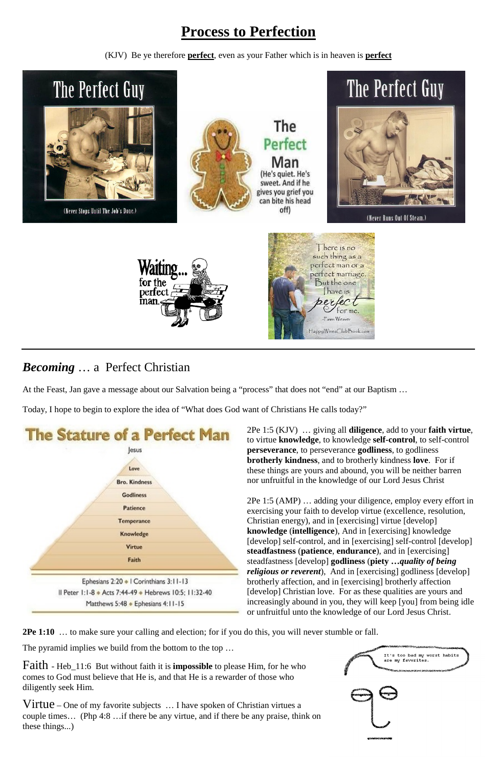# Process to Perfection

(KJV) Be ye therefore **perfect**, even as your Father which is in heaven is **perfect**

---

## ***Becoming*** … a Perfect Christian

At the Feast, Jan gave a message about our Salvation being a "process" that does not "end" at our Baptism …

Today, I hope to begin to explore the idea of "What does God want of Christians He calls today?"

2Pe 1:5 (KJV) … giving all **diligence**, add to your **faith virtue**, to virtue **knowledge**, to knowledge **self-control**, to self-control **perseverance**, to perseverance **godliness**, to godliness **brotherly kindness**, and to brotherly kindness **love**. For if these things are yours and abound, you will be neither barren nor unfruitful in the knowledge of our Lord Jesus Christ

2Pe 1:5 (AMP) … adding your diligence, employ every effort in exercising your faith to develop virtue (excellence, resolution, Christian energy), and in [exercising] virtue [develop] **knowledge** (**intelligence**), And in [exercising] knowledge [develop] self-control, and in [exercising] self-control [develop] **steadfastness** (**patience**, **endurance**), and in [exercising] steadfastness [develop] **godliness** (**piety** ***…quality of being religious or reverent***), And in [exercising] godliness [develop] brotherly affection, and in [exercising] brotherly affection [develop] Christian love. For as these qualities are yours and increasingly abound in you, they will keep [you] from being idle or unfruitful unto the knowledge of our Lord Jesus Christ.

**2Pe 1:10** … to make sure your calling and election; for if you do this, you will never stumble or fall.

The pyramid implies we build from the bottom to the top …

Faith - Heb_11:6 But without faith it is **impossible** to please Him, for he who comes to God must believe that He is, and that He is a rewarder of those who diligently seek Him.

Virtue – One of my favorite subjects … I have spoken of Christian virtues a couple times… (Php 4:8 …if there be any virtue, and if there be any praise, think on these things...)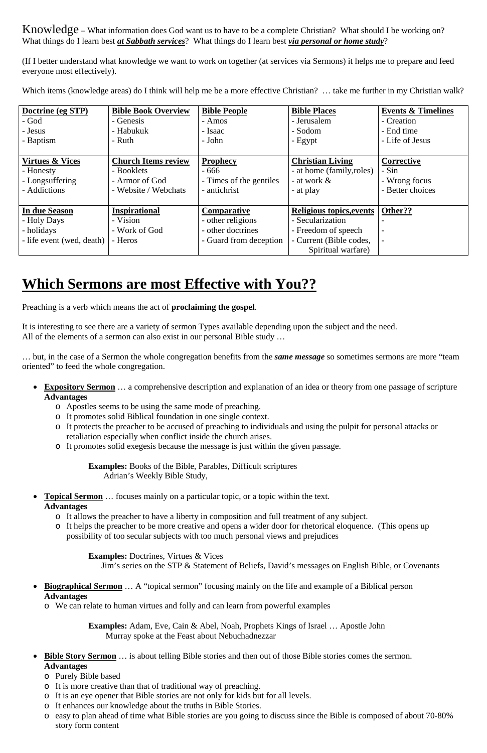Knowledge – What information does God want us to have to be a complete Christian? What should I be working on? What things do I learn best ***at Sabbath services***? What things do I learn best ***via personal or home study***?

(If I better understand what knowledge we want to work on together (at services via Sermons) it helps me to prepare and feed everyone most effectively).

Which items (knowledge areas) do I think will help me be a more effective Christian? … take me further in my Christian walk?

| **Doctrine (eg STP)**<br>- God<br>- Jesus<br>- Baptism | **Bible Book Overview**<br>- Genesis<br>- Habukuk<br>- Ruth | **Bible People**<br>- Amos<br>- Isaac<br>- John | **Bible Places**<br>- Jerusalem<br>- Sodom<br>- Egypt | **Events & Timelines**<br>- Creation<br>- End time<br>- Life of Jesus |
|---|---|---|---|---|
| **Virtues & Vices**<br>- Honesty<br>- Longsuffering<br>- Addictions | **Church Items review**<br>- Booklets<br>- Armor of God<br>- Website / Webchats | **Prophecy**<br>- 666<br>- Times of the gentiles<br>- antichrist | **Christian Living**<br>- at home (family,roles)<br>- at work &<br>- at play | **Corrective**<br>- Sin<br>- Wrong focus<br>- Better choices |
| **In due Season**<br>- Holy Days<br>- holidays<br>- life event (wed, death) | **Inspirational**<br>- Vision<br>- Work of God<br>- Heros | **Comparative**<br>- other religions<br>- other doctrines<br>- Guard from deception | **Religious topics,events**<br>- Secularization<br>- Freedom of speech<br>- Current (Bible codes, Spiritual warfare) | **Other??**<br>-<br>-<br>- |

# Which Sermons are most Effective with You??

Preaching is a verb which means the act of **proclaiming the gospel**.

It is interesting to see there are a variety of sermon Types available depending upon the subject and the need.
All of the elements of a sermon can also exist in our personal Bible study …

… but, in the case of a Sermon the whole congregation benefits from the ***same message*** so sometimes sermons are more "team oriented" to feed the whole congregation.

- **Expository Sermon** … a comprehensive description and explanation of an idea or theory from one passage of scripture
  **Advantages**
  - Apostles seems to be using the same mode of preaching.
  - It promotes solid Biblical foundation in one single context.
  - It protects the preacher to be accused of preaching to individuals and using the pulpit for personal attacks or retaliation especially when conflict inside the church arises.
  - It promotes solid exegesis because the message is just within the given passage.

  **Examples:** Books of the Bible, Parables, Difficult scriptures
  Adrian's Weekly Bible Study,

- **Topical Sermon** … focuses mainly on a particular topic, or a topic within the text.
  **Advantages**
  - It allows the preacher to have a liberty in composition and full treatment of any subject.
  - It helps the preacher to be more creative and opens a wider door for rhetorical eloquence. (This opens up possibility of too secular subjects with too much personal views and prejudices

  **Examples:** Doctrines, Virtues & Vices
  Jim's series on the STP & Statement of Beliefs, David's messages on English Bible, or Covenants

- **Biographical Sermon** … A "topical sermon" focusing mainly on the life and example of a Biblical person
  **Advantages**
  - We can relate to human virtues and folly and can learn from powerful examples

  **Examples:** Adam, Eve, Cain & Abel, Noah, Prophets Kings of Israel … Apostle John
  Murray spoke at the Feast about Nebuchadnezzar

- **Bible Story Sermon** … is about telling Bible stories and then out of those Bible stories comes the sermon.
  **Advantages**
  - Purely Bible based
  - It is more creative than that of traditional way of preaching.
  - It is an eye opener that Bible stories are not only for kids but for all levels.
  - It enhances our knowledge about the truths in Bible Stories.
  - easy to plan ahead of time what Bible stories are you going to discuss since the Bible is composed of about 70-80% story form content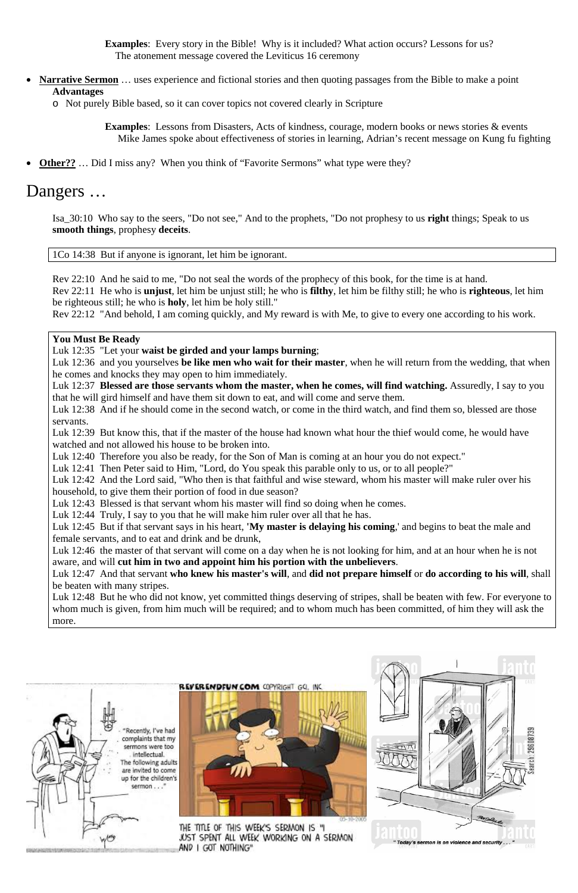**Examples**: Every story in the Bible! Why is it included? What action occurs? Lessons for us?
The atonement message covered the Leviticus 16 ceremony

- **Narrative Sermon** … uses experience and fictional stories and then quoting passages from the Bible to make a point
  **Advantages**
  - Not purely Bible based, so it can cover topics not covered clearly in Scripture

  **Examples**: Lessons from Disasters, Acts of kindness, courage, modern books or news stories & events
  Mike James spoke about effectiveness of stories in learning, Adrian's recent message on Kung fu fighting

- **Other??** … Did I miss any? When you think of "Favorite Sermons" what type were they?

# Dangers …

Isa_30:10 Who say to the seers, "Do not see," And to the prophets, "Do not prophesy to us **right** things; Speak to us **smooth things**, prophesy **deceits**.

1Co 14:38 But if anyone is ignorant, let him be ignorant.

Rev 22:10 And he said to me, "Do not seal the words of the prophecy of this book, for the time is at hand.
Rev 22:11 He who is **unjust**, let him be unjust still; he who is **filthy**, let him be filthy still; he who is **righteous**, let him be righteous still; he who is **holy**, let him be holy still."
Rev 22:12 "And behold, I am coming quickly, and My reward is with Me, to give to every one according to his work.

**You Must Be Ready**
Luk 12:35 "Let your **waist be girded and your lamps burning**;
Luk 12:36 and you yourselves **be like men who wait for their master**, when he will return from the wedding, that when he comes and knocks they may open to him immediately.
Luk 12:37 **Blessed are those servants whom the master, when he comes, will find watching.** Assuredly, I say to you that he will gird himself and have them sit down to eat, and will come and serve them.
Luk 12:38 And if he should come in the second watch, or come in the third watch, and find them so, blessed are those servants.
Luk 12:39 But know this, that if the master of the house had known what hour the thief would come, he would have watched and not allowed his house to be broken into.
Luk 12:40 Therefore you also be ready, for the Son of Man is coming at an hour you do not expect."
Luk 12:41 Then Peter said to Him, "Lord, do You speak this parable only to us, or to all people?"
Luk 12:42 And the Lord said, "Who then is that faithful and wise steward, whom his master will make ruler over his household, to give them their portion of food in due season?
Luk 12:43 Blessed is that servant whom his master will find so doing when he comes.
Luk 12:44 Truly, I say to you that he will make him ruler over all that he has.
Luk 12:45 But if that servant says in his heart, '**My master is delaying his coming**,' and begins to beat the male and female servants, and to eat and drink and be drunk,
Luk 12:46 the master of that servant will come on a day when he is not looking for him, and at an hour when he is not aware, and will **cut him in two and appoint him his portion with the unbelievers**.
Luk 12:47 And that servant **who knew his master's will**, and **did not prepare himself** or **do according to his will**, shall be beaten with many stripes.
Luk 12:48 But he who did not know, yet committed things deserving of stripes, shall be beaten with few. For everyone to whom much is given, from him much will be required; and to whom much has been committed, of him they will ask the more.